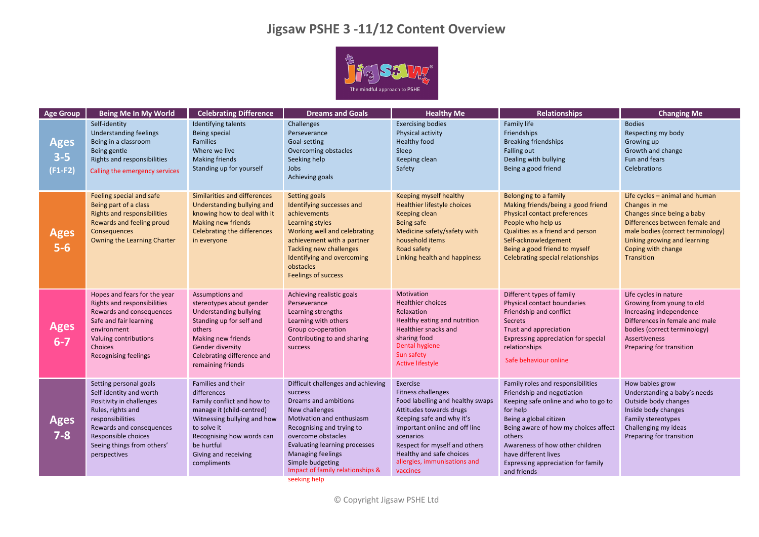# Jigsaw PSHE 3 -11/12 Content Overview

| Age Group | Being Me In My World | Celebrating Difference | Dreams and Goals | Healthy Me | Relationships | Changing Me |
|---|---|---|---|---|---|---|
| Ages 3-5 (F1-F2) | Self-identity<br>Understanding feelings<br>Being in a classroom<br>Being gentle<br>Rights and responsibilities<br>Calling the emergency services | Identifying talents<br>Being special<br>Families<br>Where we live<br>Making friends<br>Standing up for yourself | Challenges<br>Perseverance<br>Goal-setting<br>Overcoming obstacles<br>Seeking help<br>Jobs<br>Achieving goals | Exercising bodies<br>Physical activity<br>Healthy food<br>Sleep<br>Keeping clean<br>Safety | Family life<br>Friendships<br>Breaking friendships<br>Falling out<br>Dealing with bullying<br>Being a good friend | Bodies<br>Respecting my body<br>Growing up<br>Growth and change<br>Fun and fears<br>Celebrations |
| Ages 5-6 | Feeling special and safe<br>Being part of a class<br>Rights and responsibilities<br>Rewards and feeling proud<br>Consequences<br>Owning the Learning Charter | Similarities and differences<br>Understanding bullying and knowing how to deal with it<br>Making new friends<br>Celebrating the differences in everyone | Setting goals<br>Identifying successes and achievements<br>Learning styles<br>Working well and celebrating achievement with a partner<br>Tackling new challenges<br>Identifying and overcoming obstacles<br>Feelings of success | Keeping myself healthy<br>Healthier lifestyle choices<br>Keeping clean<br>Being safe<br>Medicine safety/safety with household items<br>Road safety<br>Linking health and happiness | Belonging to a family<br>Making friends/being a good friend<br>Physical contact preferences<br>People who help us<br>Qualities as a friend and person<br>Self-acknowledgement<br>Being a good friend to myself<br>Celebrating special relationships | Life cycles – animal and human<br>Changes in me<br>Changes since being a baby<br>Differences between female and male bodies (correct terminology)<br>Linking growing and learning<br>Coping with change<br>Transition |
| Ages 6-7 | Hopes and fears for the year<br>Rights and responsibilities<br>Rewards and consequences<br>Safe and fair learning environment<br>Valuing contributions<br>Choices<br>Recognising feelings | Assumptions and stereotypes about gender<br>Understanding bullying<br>Standing up for self and others<br>Making new friends<br>Gender diversity<br>Celebrating difference and remaining friends | Achieving realistic goals<br>Perseverance<br>Learning strengths<br>Learning with others<br>Group co-operation<br>Contributing to and sharing success | Motivation<br>Healthier choices<br>Relaxation<br>Healthy eating and nutrition<br>Healthier snacks and sharing food<br>Dental hygiene<br>Sun safety<br>Active lifestyle | Different types of family<br>Physical contact boundaries<br>Friendship and conflict<br>Secrets<br>Trust and appreciation<br>Expressing appreciation for special relationships<br>Safe behaviour online | Life cycles in nature<br>Growing from young to old<br>Increasing independence<br>Differences in female and male bodies (correct terminology)<br>Assertiveness<br>Preparing for transition |
| Ages 7-8 | Setting personal goals<br>Self-identity and worth<br>Positivity in challenges<br>Rules, rights and responsibilities<br>Rewards and consequences<br>Responsible choices<br>Seeing things from others' perspectives | Families and their differences<br>Family conflict and how to manage it (child-centred)<br>Witnessing bullying and how to solve it<br>Recognising how words can be hurtful<br>Giving and receiving compliments | Difficult challenges and achieving success<br>Dreams and ambitions<br>New challenges<br>Motivation and enthusiasm<br>Recognising and trying to overcome obstacles<br>Evaluating learning processes<br>Managing feelings<br>Simple budgeting<br>Impact of family relationships & seeking help | Exercise<br>Fitness challenges<br>Food labelling and healthy swaps<br>Attitudes towards drugs<br>Keeping safe and why it's important online and off line scenarios<br>Respect for myself and others<br>Healthy and safe choices<br>allergies, immunisations and vaccines | Family roles and responsibilities<br>Friendship and negotiation<br>Keeping safe online and who to go to for help<br>Being a global citizen<br>Being aware of how my choices affect others<br>Awareness of how other children have different lives<br>Expressing appreciation for family and friends | How babies grow<br>Understanding a baby's needs<br>Outside body changes<br>Inside body changes<br>Family stereotypes<br>Challenging my ideas<br>Preparing for transition |

© Copyright Jigsaw PSHE Ltd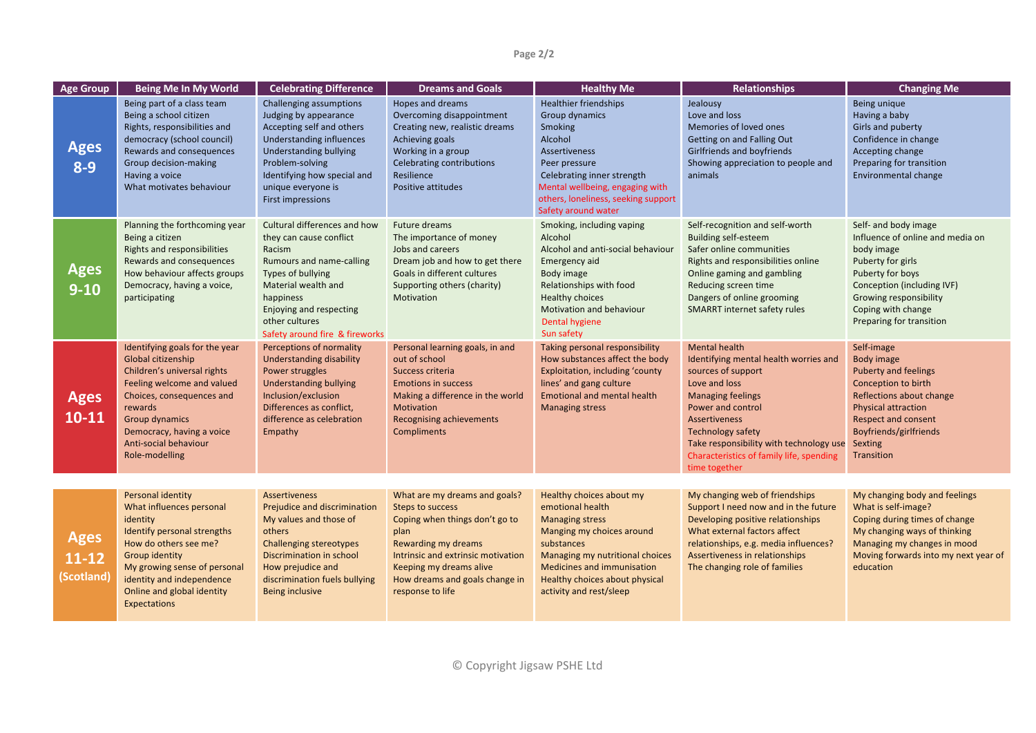| Age Group | Being Me In My World | Celebrating Difference | Dreams and Goals | Healthy Me | Relationships | Changing Me |
|---|---|---|---|---|---|---|
| **Ages 8-9** | Being part of a class team<br>Being a school citizen<br>Rights, responsibilities and democracy (school council)<br>Rewards and consequences<br>Group decision-making<br>Having a voice<br>What motivates behaviour | Challenging assumptions<br>Judging by appearance<br>Accepting self and others<br>Understanding influences<br>Understanding bullying<br>Problem-solving<br>Identifying how special and unique everyone is<br>First impressions | Hopes and dreams<br>Overcoming disappointment<br>Creating new, realistic dreams<br>Achieving goals<br>Working in a group<br>Celebrating contributions<br>Resilience<br>Positive attitudes | Healthier friendships<br>Group dynamics<br>Smoking<br>Alcohol<br>Assertiveness<br>Peer pressure<br>Celebrating inner strength<br>Mental wellbeing, engaging with others, loneliness, seeking support<br>Safety around water | Jealousy<br>Love and loss<br>Memories of loved ones<br>Getting on and Falling Out<br>Girlfriends and boyfriends<br>Showing appreciation to people and animals | Being unique<br>Having a baby<br>Girls and puberty<br>Confidence in change<br>Accepting change<br>Preparing for transition<br>Environmental change |
| **Ages 9-10** | Planning the forthcoming year<br>Being a citizen<br>Rights and responsibilities<br>Rewards and consequences<br>How behaviour affects groups<br>Democracy, having a voice, participating | Cultural differences and how they can cause conflict<br>Racism<br>Rumours and name-calling<br>Types of bullying<br>Material wealth and happiness<br>Enjoying and respecting other cultures<br>Safety around fire & fireworks | Future dreams<br>The importance of money<br>Jobs and careers<br>Dream job and how to get there<br>Goals in different cultures<br>Supporting others (charity)<br>Motivation | Smoking, including vaping<br>Alcohol<br>Alcohol and anti-social behaviour<br>Emergency aid<br>Body image<br>Relationships with food<br>Healthy choices<br>Motivation and behaviour<br>Dental hygiene<br>Sun safety | Self-recognition and self-worth<br>Building self-esteem<br>Safer online communities<br>Rights and responsibilities online<br>Online gaming and gambling<br>Reducing screen time<br>Dangers of online grooming<br>SMARRT internet safety rules | Self- and body image<br>Influence of online and media on body image<br>Puberty for girls<br>Puberty for boys<br>Conception (including IVF)<br>Growing responsibility<br>Coping with change<br>Preparing for transition |
| **Ages 10-11** | Identifying goals for the year<br>Global citizenship<br>Children's universal rights<br>Feeling welcome and valued<br>Choices, consequences and rewards<br>Group dynamics<br>Democracy, having a voice<br>Anti-social behaviour<br>Role-modelling | Perceptions of normality<br>Understanding disability<br>Power struggles<br>Understanding bullying<br>Inclusion/exclusion<br>Differences as conflict, difference as celebration<br>Empathy | Personal learning goals, in and out of school<br>Success criteria<br>Emotions in success<br>Making a difference in the world<br>Motivation<br>Recognising achievements<br>Compliments | Taking personal responsibility<br>How substances affect the body<br>Exploitation, including 'county lines' and gang culture<br>Emotional and mental health<br>Managing stress | Mental health<br>Identifying mental health worries and sources of support<br>Love and loss<br>Managing feelings<br>Power and control<br>Assertiveness<br>Technology safety<br>Take responsibility with technology use<br>Characteristics of family life, spending time together | Self-image<br>Body image<br>Puberty and feelings<br>Conception to birth<br>Reflections about change<br>Physical attraction<br>Respect and consent<br>Boyfriends/girlfriends<br>Sexting<br>Transition |
| **Ages 11-12 (Scotland)** | Personal identity<br>What influences personal identity<br>Identify personal strengths<br>How do others see me?<br>Group identity<br>My growing sense of personal identity and independence<br>Online and global identity<br>Expectations | Assertiveness<br>Prejudice and discrimination<br>My values and those of others<br>Challenging stereotypes<br>Discrimination in school<br>How prejudice and discrimination fuels bullying<br>Being inclusive | What are my dreams and goals?<br>Steps to success<br>Coping when things don't go to plan<br>Rewarding my dreams<br>Intrinsic and extrinsic motivation<br>Keeping my dreams alive<br>How dreams and goals change in response to life | Healthy choices about my emotional health<br>Managing stress<br>Manging my choices around substances<br>Managing my nutritional choices<br>Medicines and immunisation<br>Healthy choices about physical activity and rest/sleep | My changing web of friendships<br>Support I need now and in the future<br>Developing positive relationships<br>What external factors affect relationships, e.g. media influences?<br>Assertiveness in relationships<br>The changing role of families | My changing body and feelings<br>What is self-image?<br>Coping during times of change<br>My changing ways of thinking<br>Managing my changes in mood<br>Moving forwards into my next year of education |

© Copyright Jigsaw PSHE Ltd